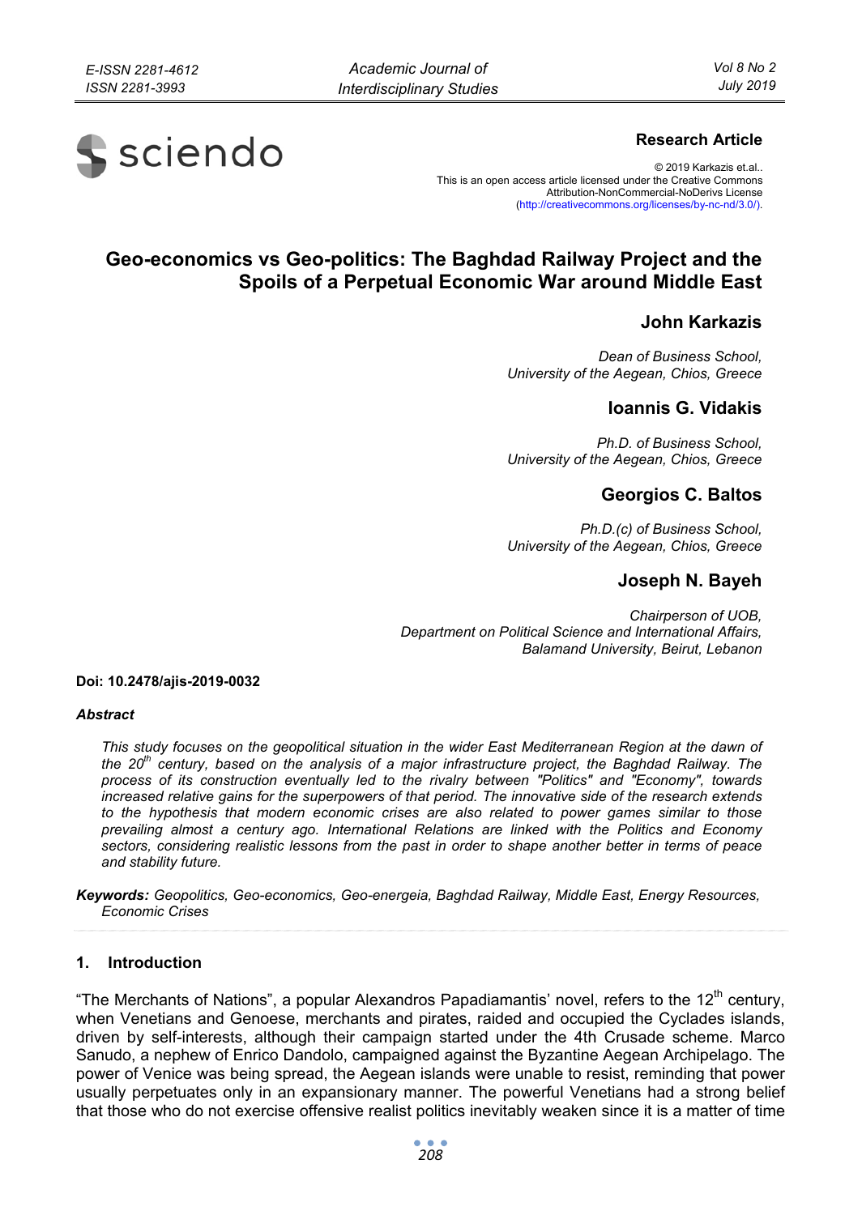**Research Article**

© 2019 Karkazis et.al..
This is an open access article licensed under the Creative Commons Attribution-NonCommercial-NoDerivs License (http://creativecommons.org/licenses/by-nc-nd/3.0/).

# Geo-economics vs Geo-politics: The Baghdad Railway Project and the Spoils of a Perpetual Economic War around Middle East

**John Karkazis**

*Dean of Business School,*
*University of the Aegean, Chios, Greece*

**Ioannis G. Vidakis**

*Ph.D. of Business School,*
*University of the Aegean, Chios, Greece*

**Georgios C. Baltos**

*Ph.D.(c) of Business School,*
*University of the Aegean, Chios, Greece*

**Joseph N. Bayeh**

*Chairperson of UOB,*
*Department on Political Science and International Affairs,*
*Balamand University, Beirut, Lebanon*

**Doi: 10.2478/ajis-2019-0032**

***Abstract***

*This study focuses on the geopolitical situation in the wider East Mediterranean Region at the dawn of the 20th century, based on the analysis of a major infrastructure project, the Baghdad Railway. The process of its construction eventually led to the rivalry between "Politics" and "Economy", towards increased relative gains for the superpowers of that period. The innovative side of the research extends to the hypothesis that modern economic crises are also related to power games similar to those prevailing almost a century ago. International Relations are linked with the Politics and Economy sectors, considering realistic lessons from the past in order to shape another better in terms of peace and stability future.*

***Keywords:*** *Geopolitics, Geo-economics, Geo-energeia, Baghdad Railway, Middle East, Energy Resources, Economic Crises*

## 1. Introduction

"The Merchants of Nations", a popular Alexandros Papadiamantis' novel, refers to the 12th century, when Venetians and Genoese, merchants and pirates, raided and occupied the Cyclades islands, driven by self-interests, although their campaign started under the 4th Crusade scheme. Marco Sanudo, a nephew of Enrico Dandolo, campaigned against the Byzantine Aegean Archipelago. The power of Venice was being spread, the Aegean islands were unable to resist, reminding that power usually perpetuates only in an expansionary manner. The powerful Venetians had a strong belief that those who do not exercise offensive realist politics inevitably weaken since it is a matter of time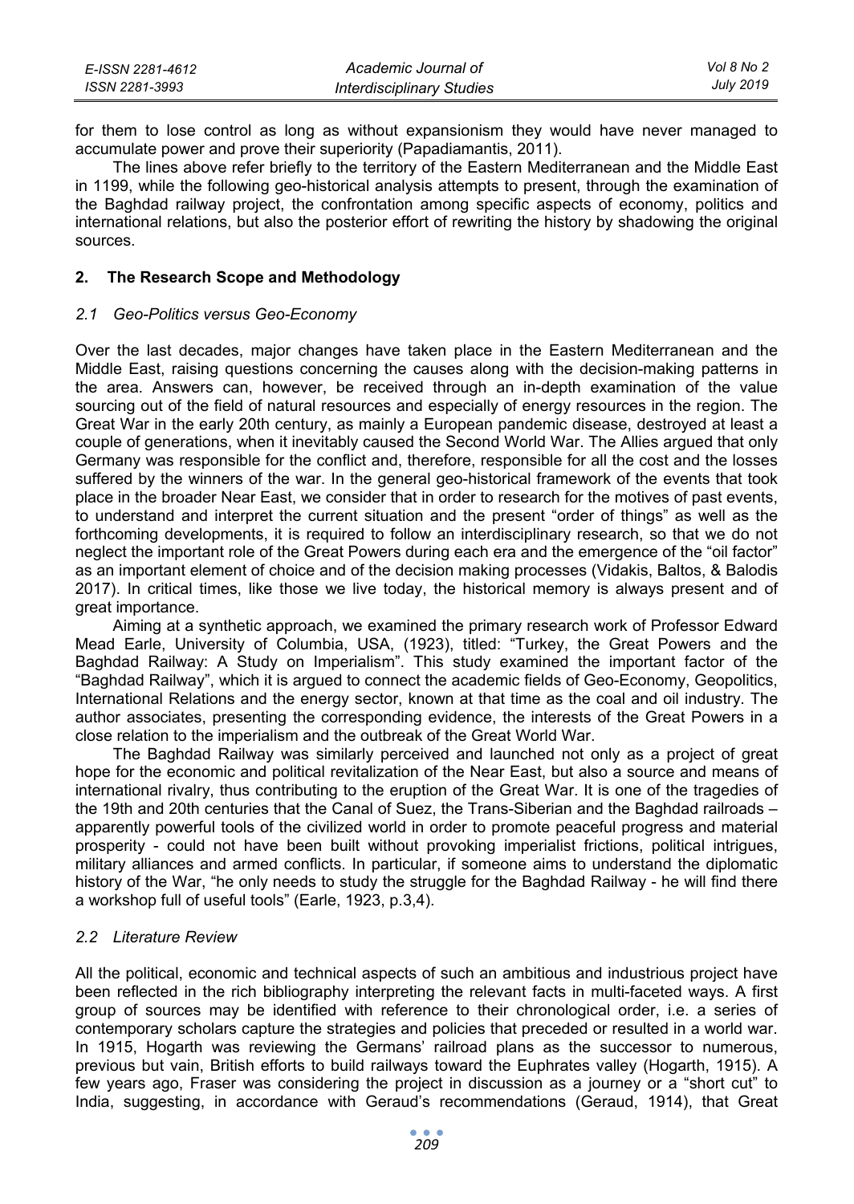for them to lose control as long as without expansionism they would have never managed to accumulate power and prove their superiority (Papadiamantis, 2011).

The lines above refer briefly to the territory of the Eastern Mediterranean and the Middle East in 1199, while the following geo-historical analysis attempts to present, through the examination of the Baghdad railway project, the confrontation among specific aspects of economy, politics and international relations, but also the posterior effort of rewriting the history by shadowing the original sources.

## 2. The Research Scope and Methodology

### *2.1 Geo-Politics versus Geo-Economy*

Over the last decades, major changes have taken place in the Eastern Mediterranean and the Middle East, raising questions concerning the causes along with the decision-making patterns in the area. Answers can, however, be received through an in-depth examination of the value sourcing out of the field of natural resources and especially of energy resources in the region. The Great War in the early 20th century, as mainly a European pandemic disease, destroyed at least a couple of generations, when it inevitably caused the Second World War. The Allies argued that only Germany was responsible for the conflict and, therefore, responsible for all the cost and the losses suffered by the winners of the war. In the general geo-historical framework of the events that took place in the broader Near East, we consider that in order to research for the motives of past events, to understand and interpret the current situation and the present "order of things" as well as the forthcoming developments, it is required to follow an interdisciplinary research, so that we do not neglect the important role of the Great Powers during each era and the emergence of the "oil factor" as an important element of choice and of the decision making processes (Vidakis, Baltos, & Balodis 2017). In critical times, like those we live today, the historical memory is always present and of great importance.

Aiming at a synthetic approach, we examined the primary research work of Professor Edward Mead Earle, University of Columbia, USA, (1923), titled: "Turkey, the Great Powers and the Baghdad Railway: A Study on Imperialism". This study examined the important factor of the "Baghdad Railway", which it is argued to connect the academic fields of Geo-Economy, Geopolitics, International Relations and the energy sector, known at that time as the coal and oil industry. The author associates, presenting the corresponding evidence, the interests of the Great Powers in a close relation to the imperialism and the outbreak of the Great World War.

The Baghdad Railway was similarly perceived and launched not only as a project of great hope for the economic and political revitalization of the Near East, but also a source and means of international rivalry, thus contributing to the eruption of the Great War. It is one of the tragedies of the 19th and 20th centuries that the Canal of Suez, the Trans-Siberian and the Baghdad railroads – apparently powerful tools of the civilized world in order to promote peaceful progress and material prosperity - could not have been built without provoking imperialist frictions, political intrigues, military alliances and armed conflicts. In particular, if someone aims to understand the diplomatic history of the War, "he only needs to study the struggle for the Baghdad Railway - he will find there a workshop full of useful tools" (Earle, 1923, p.3,4).

### *2.2 Literature Review*

All the political, economic and technical aspects of such an ambitious and industrious project have been reflected in the rich bibliography interpreting the relevant facts in multi-faceted ways. A first group of sources may be identified with reference to their chronological order, i.e. a series of contemporary scholars capture the strategies and policies that preceded or resulted in a world war. In 1915, Hogarth was reviewing the Germans' railroad plans as the successor to numerous, previous but vain, British efforts to build railways toward the Euphrates valley (Hogarth, 1915). A few years ago, Fraser was considering the project in discussion as a journey or a "short cut" to India, suggesting, in accordance with Geraud's recommendations (Geraud, 1914), that Great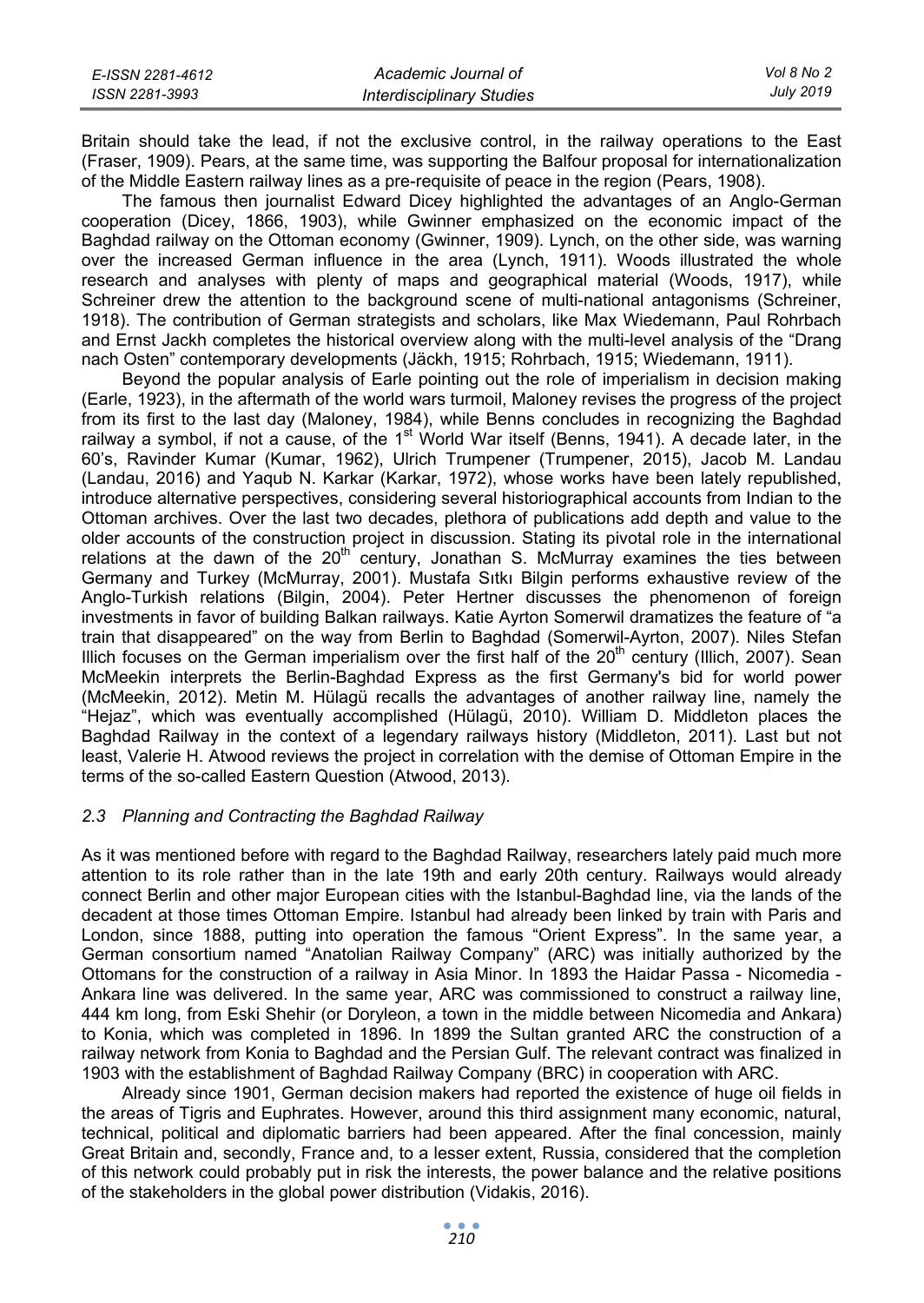Britain should take the lead, if not the exclusive control, in the railway operations to the East (Fraser, 1909). Pears, at the same time, was supporting the Balfour proposal for internationalization of the Middle Eastern railway lines as a pre-requisite of peace in the region (Pears, 1908).

The famous then journalist Edward Dicey highlighted the advantages of an Anglo-German cooperation (Dicey, 1866, 1903), while Gwinner emphasized on the economic impact of the Baghdad railway on the Ottoman economy (Gwinner, 1909). Lynch, on the other side, was warning over the increased German influence in the area (Lynch, 1911). Woods illustrated the whole research and analyses with plenty of maps and geographical material (Woods, 1917), while Schreiner drew the attention to the background scene of multi-national antagonisms (Schreiner, 1918). The contribution of German strategists and scholars, like Max Wiedemann, Paul Rohrbach and Ernst Jackh completes the historical overview along with the multi-level analysis of the "Drang nach Osten" contemporary developments (Jäckh, 1915; Rohrbach, 1915; Wiedemann, 1911).

Beyond the popular analysis of Earle pointing out the role of imperialism in decision making (Earle, 1923), in the aftermath of the world wars turmoil, Maloney revises the progress of the project from its first to the last day (Maloney, 1984), while Benns concludes in recognizing the Baghdad railway a symbol, if not a cause, of the 1st World War itself (Benns, 1941). A decade later, in the 60's, Ravinder Kumar (Kumar, 1962), Ulrich Trumpener (Trumpener, 2015), Jacob M. Landau (Landau, 2016) and Yaqub N. Karkar (Karkar, 1972), whose works have been lately republished, introduce alternative perspectives, considering several historiographical accounts from Indian to the Ottoman archives. Over the last two decades, plethora of publications add depth and value to the older accounts of the construction project in discussion. Stating its pivotal role in the international relations at the dawn of the 20th century, Jonathan S. McMurray examines the ties between Germany and Turkey (McMurray, 2001). Mustafa Sıtkı Bilgin performs exhaustive review of the Anglo-Turkish relations (Bilgin, 2004). Peter Hertner discusses the phenomenon of foreign investments in favor of building Balkan railways. Katie Ayrton Somerwil dramatizes the feature of "a train that disappeared" on the way from Berlin to Baghdad (Somerwil-Ayrton, 2007). Niles Stefan Illich focuses on the German imperialism over the first half of the 20th century (Illich, 2007). Sean McMeekin interprets the Berlin-Baghdad Express as the first Germany's bid for world power (McMeekin, 2012). Metin M. Hülagü recalls the advantages of another railway line, namely the "Hejaz", which was eventually accomplished (Hülagü, 2010). William D. Middleton places the Baghdad Railway in the context of a legendary railways history (Middleton, 2011). Last but not least, Valerie H. Atwood reviews the project in correlation with the demise of Ottoman Empire in the terms of the so-called Eastern Question (Atwood, 2013).

### *2.3 Planning and Contracting the Baghdad Railway*

As it was mentioned before with regard to the Baghdad Railway, researchers lately paid much more attention to its role rather than in the late 19th and early 20th century. Railways would already connect Berlin and other major European cities with the Istanbul-Baghdad line, via the lands of the decadent at those times Ottoman Empire. Istanbul had already been linked by train with Paris and London, since 1888, putting into operation the famous "Orient Express". In the same year, a German consortium named "Anatolian Railway Company" (ARC) was initially authorized by the Ottomans for the construction of a railway in Asia Minor. In 1893 the Haidar Passa - Nicomedia - Ankara line was delivered. In the same year, ARC was commissioned to construct a railway line, 444 km long, from Eski Shehir (or Doryleon, a town in the middle between Nicomedia and Ankara) to Konia, which was completed in 1896. In 1899 the Sultan granted ARC the construction of a railway network from Konia to Baghdad and the Persian Gulf. The relevant contract was finalized in 1903 with the establishment of Baghdad Railway Company (BRC) in cooperation with ARC.

Already since 1901, German decision makers had reported the existence of huge oil fields in the areas of Tigris and Euphrates. However, around this third assignment many economic, natural, technical, political and diplomatic barriers had been appeared. After the final concession, mainly Great Britain and, secondly, France and, to a lesser extent, Russia, considered that the completion of this network could probably put in risk the interests, the power balance and the relative positions of the stakeholders in the global power distribution (Vidakis, 2016).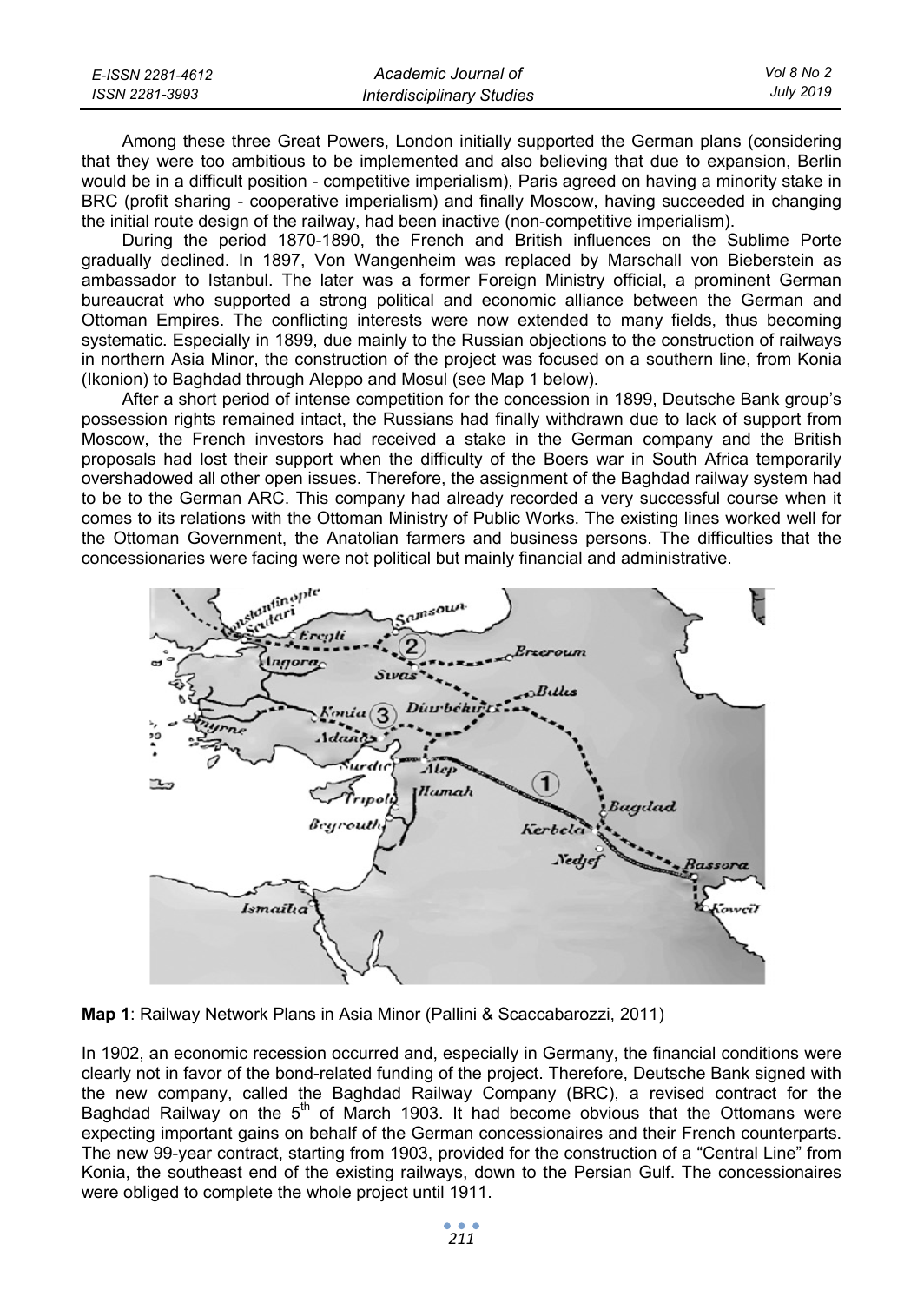Among these three Great Powers, London initially supported the German plans (considering that they were too ambitious to be implemented and also believing that due to expansion, Berlin would be in a difficult position - competitive imperialism), Paris agreed on having a minority stake in BRC (profit sharing - cooperative imperialism) and finally Moscow, having succeeded in changing the initial route design of the railway, had been inactive (non-competitive imperialism).

During the period 1870-1890, the French and British influences on the Sublime Porte gradually declined. In 1897, Von Wangenheim was replaced by Marschall von Bieberstein as ambassador to Istanbul. The later was a former Foreign Ministry official, a prominent German bureaucrat who supported a strong political and economic alliance between the German and Ottoman Empires. The conflicting interests were now extended to many fields, thus becoming systematic. Especially in 1899, due mainly to the Russian objections to the construction of railways in northern Asia Minor, the construction of the project was focused on a southern line, from Konia (Ikonion) to Baghdad through Aleppo and Mosul (see Map 1 below).

After a short period of intense competition for the concession in 1899, Deutsche Bank group's possession rights remained intact, the Russians had finally withdrawn due to lack of support from Moscow, the French investors had received a stake in the German company and the British proposals had lost their support when the difficulty of the Boers war in South Africa temporarily overshadowed all other open issues. Therefore, the assignment of the Baghdad railway system had to be to the German ARC. This company had already recorded a very successful course when it comes to its relations with the Ottoman Ministry of Public Works. The existing lines worked well for the Ottoman Government, the Anatolian farmers and business persons. The difficulties that the concessionaries were facing were not political but mainly financial and administrative.

**Map 1**: Railway Network Plans in Asia Minor (Pallini & Scaccabarozzi, 2011)

In 1902, an economic recession occurred and, especially in Germany, the financial conditions were clearly not in favor of the bond-related funding of the project. Therefore, Deutsche Bank signed with the new company, called the Baghdad Railway Company (BRC), a revised contract for the Baghdad Railway on the 5th of March 1903. It had become obvious that the Ottomans were expecting important gains on behalf of the German concessionaires and their French counterparts. The new 99-year contract, starting from 1903, provided for the construction of a "Central Line" from Konia, the southeast end of the existing railways, down to the Persian Gulf. The concessionaires were obliged to complete the whole project until 1911.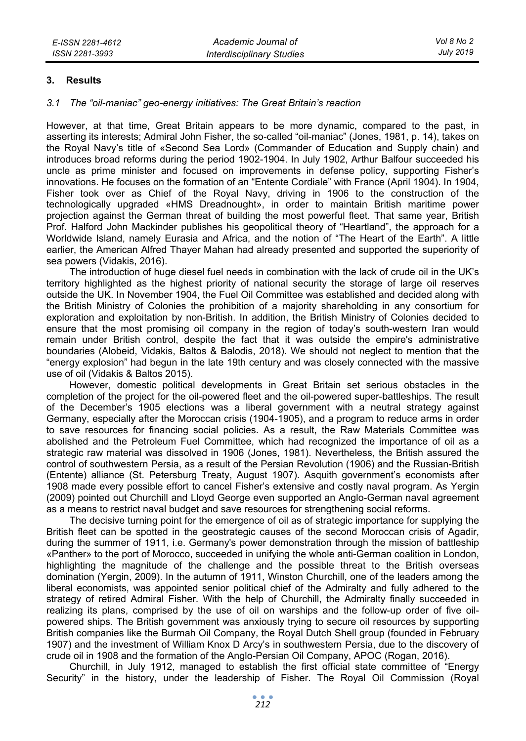## 3. Results

### *3.1 The "oil-maniac" geo-energy initiatives: The Great Britain's reaction*

However, at that time, Great Britain appears to be more dynamic, compared to the past, in asserting its interests; Admiral John Fisher, the so-called "oil-maniac" (Jones, 1981, p. 14), takes on the Royal Navy's title of «Second Sea Lord» (Commander of Education and Supply chain) and introduces broad reforms during the period 1902-1904. In July 1902, Arthur Balfour succeeded his uncle as prime minister and focused on improvements in defense policy, supporting Fisher's innovations. He focuses on the formation of an "Entente Cordiale" with France (April 1904). In 1904, Fisher took over as Chief of the Royal Navy, driving in 1906 to the construction of the technologically upgraded «HMS Dreadnought», in order to maintain British maritime power projection against the German threat of building the most powerful fleet. That same year, British Prof. Halford John Mackinder publishes his geopolitical theory of "Heartland", the approach for a Worldwide Island, namely Eurasia and Africa, and the notion of "The Heart of the Earth". A little earlier, the American Alfred Thayer Mahan had already presented and supported the superiority of sea powers (Vidakis, 2016).

The introduction of huge diesel fuel needs in combination with the lack of crude oil in the UK's territory highlighted as the highest priority of national security the storage of large oil reserves outside the UK. In November 1904, the Fuel Oil Committee was established and decided along with the British Ministry of Colonies the prohibition of a majority shareholding in any consortium for exploration and exploitation by non-British. In addition, the British Ministry of Colonies decided to ensure that the most promising oil company in the region of today's south-western Iran would remain under British control, despite the fact that it was outside the empire's administrative boundaries (Alobeid, Vidakis, Baltos & Balodis, 2018). We should not neglect to mention that the "energy explosion" had begun in the late 19th century and was closely connected with the massive use of oil (Vidakis & Baltos 2015).

However, domestic political developments in Great Britain set serious obstacles in the completion of the project for the oil-powered fleet and the oil-powered super-battleships. The result of the December's 1905 elections was a liberal government with a neutral strategy against Germany, especially after the Moroccan crisis (1904-1905), and a program to reduce arms in order to save resources for financing social policies. As a result, the Raw Materials Committee was abolished and the Petroleum Fuel Committee, which had recognized the importance of oil as a strategic raw material was dissolved in 1906 (Jones, 1981). Nevertheless, the British assured the control of southwestern Persia, as a result of the Persian Revolution (1906) and the Russian-British (Entente) alliance (St. Petersburg Treaty, August 1907). Asquith government's economists after 1908 made every possible effort to cancel Fisher's extensive and costly naval program. As Yergin (2009) pointed out Churchill and Lloyd George even supported an Anglo-German naval agreement as a means to restrict naval budget and save resources for strengthening social reforms.

The decisive turning point for the emergence of oil as of strategic importance for supplying the British fleet can be spotted in the geostrategic causes of the second Moroccan crisis of Agadir, during the summer of 1911, i.e. Germany's power demonstration through the mission of battleship «Panther» to the port of Morocco, succeeded in unifying the whole anti-German coalition in London, highlighting the magnitude of the challenge and the possible threat to the British overseas domination (Yergin, 2009). In the autumn of 1911, Winston Churchill, one of the leaders among the liberal economists, was appointed senior political chief of the Admiralty and fully adhered to the strategy of retired Admiral Fisher. With the help of Churchill, the Admiralty finally succeeded in realizing its plans, comprised by the use of oil on warships and the follow-up order of five oil-powered ships. The British government was anxiously trying to secure oil resources by supporting British companies like the Burmah Oil Company, the Royal Dutch Shell group (founded in February 1907) and the investment of William Knox D Arcy's in southwestern Persia, due to the discovery of crude oil in 1908 and the formation of the Anglo-Persian Oil Company, APOC (Rogan, 2016).

Churchill, in July 1912, managed to establish the first official state committee of "Energy Security" in the history, under the leadership of Fisher. The Royal Oil Commission (Royal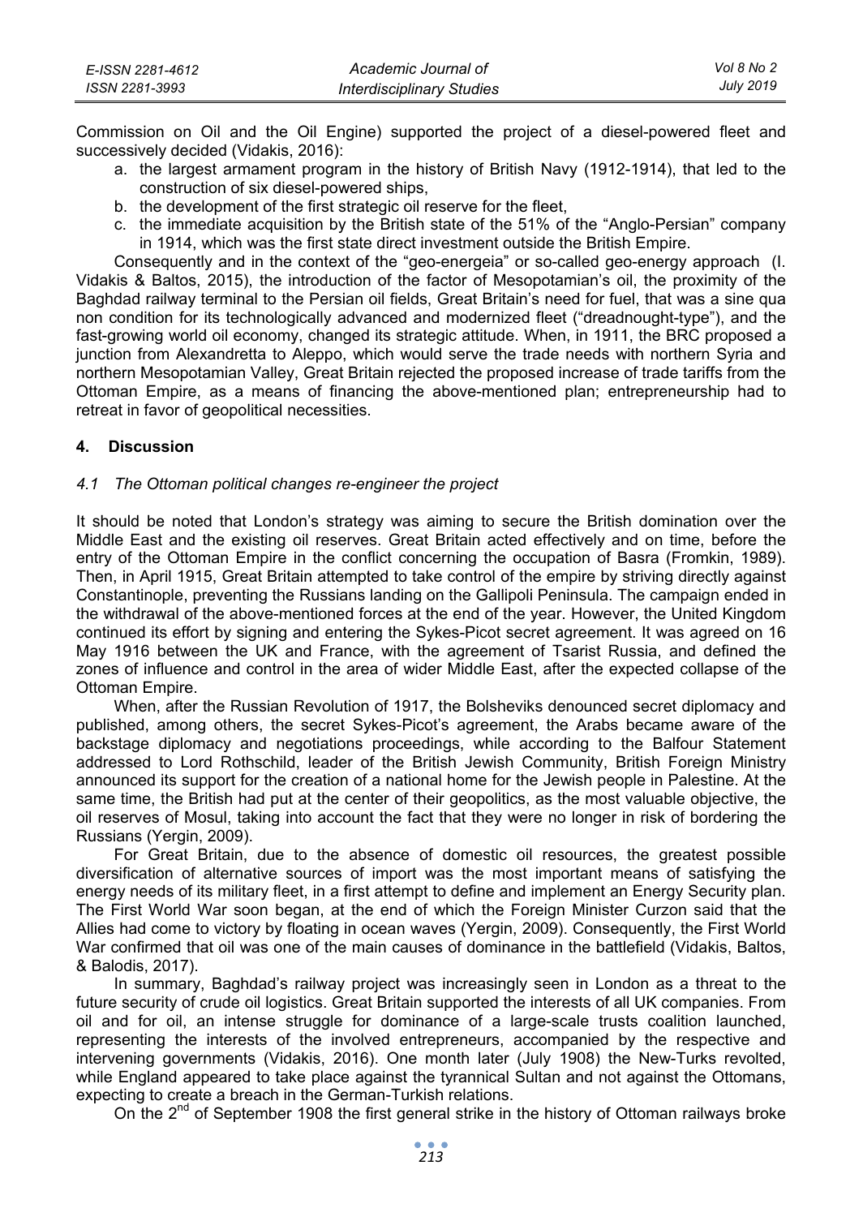Commission on Oil and the Oil Engine) supported the project of a diesel-powered fleet and successively decided (Vidakis, 2016):

a. the largest armament program in the history of British Navy (1912-1914), that led to the construction of six diesel-powered ships,
b. the development of the first strategic oil reserve for the fleet,
c. the immediate acquisition by the British state of the 51% of the "Anglo-Persian" company in 1914, which was the first state direct investment outside the British Empire.

Consequently and in the context of the "geo-energeia" or so-called geo-energy approach (I. Vidakis & Baltos, 2015), the introduction of the factor of Mesopotamian's oil, the proximity of the Baghdad railway terminal to the Persian oil fields, Great Britain's need for fuel, that was a sine qua non condition for its technologically advanced and modernized fleet ("dreadnought-type"), and the fast-growing world oil economy, changed its strategic attitude. When, in 1911, the BRC proposed a junction from Alexandretta to Aleppo, which would serve the trade needs with northern Syria and northern Mesopotamian Valley, Great Britain rejected the proposed increase of trade tariffs from the Ottoman Empire, as a means of financing the above-mentioned plan; entrepreneurship had to retreat in favor of geopolitical necessities.

## 4. Discussion

### *4.1 The Ottoman political changes re-engineer the project*

It should be noted that London's strategy was aiming to secure the British domination over the Middle East and the existing oil reserves. Great Britain acted effectively and on time, before the entry of the Ottoman Empire in the conflict concerning the occupation of Basra (Fromkin, 1989). Then, in April 1915, Great Britain attempted to take control of the empire by striving directly against Constantinople, preventing the Russians landing on the Gallipoli Peninsula. The campaign ended in the withdrawal of the above-mentioned forces at the end of the year. However, the United Kingdom continued its effort by signing and entering the Sykes-Picot secret agreement. It was agreed on 16 May 1916 between the UK and France, with the agreement of Tsarist Russia, and defined the zones of influence and control in the area of wider Middle East, after the expected collapse of the Ottoman Empire.

When, after the Russian Revolution of 1917, the Bolsheviks denounced secret diplomacy and published, among others, the secret Sykes-Picot's agreement, the Arabs became aware of the backstage diplomacy and negotiations proceedings, while according to the Balfour Statement addressed to Lord Rothschild, leader of the British Jewish Community, British Foreign Ministry announced its support for the creation of a national home for the Jewish people in Palestine. At the same time, the British had put at the center of their geopolitics, as the most valuable objective, the oil reserves of Mosul, taking into account the fact that they were no longer in risk of bordering the Russians (Yergin, 2009).

For Great Britain, due to the absence of domestic oil resources, the greatest possible diversification of alternative sources of import was the most important means of satisfying the energy needs of its military fleet, in a first attempt to define and implement an Energy Security plan. The First World War soon began, at the end of which the Foreign Minister Curzon said that the Allies had come to victory by floating in ocean waves (Yergin, 2009). Consequently, the First World War confirmed that oil was one of the main causes of dominance in the battlefield (Vidakis, Baltos, & Balodis, 2017).

In summary, Baghdad's railway project was increasingly seen in London as a threat to the future security of crude oil logistics. Great Britain supported the interests of all UK companies. From oil and for oil, an intense struggle for dominance of a large-scale trusts coalition launched, representing the interests of the involved entrepreneurs, accompanied by the respective and intervening governments (Vidakis, 2016). One month later (July 1908) the New-Turks revolted, while England appeared to take place against the tyrannical Sultan and not against the Ottomans, expecting to create a breach in the German-Turkish relations.

On the 2nd of September 1908 the first general strike in the history of Ottoman railways broke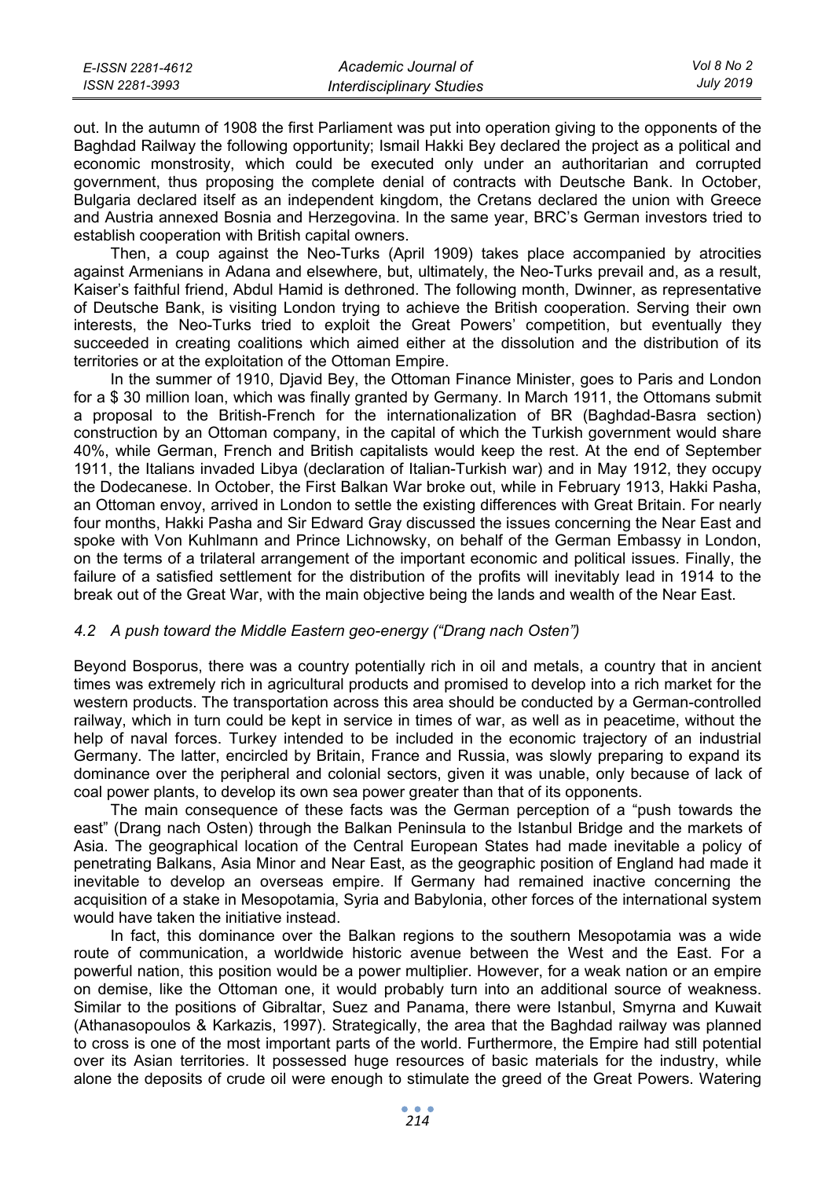out. In the autumn of 1908 the first Parliament was put into operation giving to the opponents of the Baghdad Railway the following opportunity; Ismail Hakki Bey declared the project as a political and economic monstrosity, which could be executed only under an authoritarian and corrupted government, thus proposing the complete denial of contracts with Deutsche Bank. In October, Bulgaria declared itself as an independent kingdom, the Cretans declared the union with Greece and Austria annexed Bosnia and Herzegovina. In the same year, BRC's German investors tried to establish cooperation with British capital owners.

Then, a coup against the Neo-Turks (April 1909) takes place accompanied by atrocities against Armenians in Adana and elsewhere, but, ultimately, the Neo-Turks prevail and, as a result, Kaiser's faithful friend, Abdul Hamid is dethroned. The following month, Dwinner, as representative of Deutsche Bank, is visiting London trying to achieve the British cooperation. Serving their own interests, the Neo-Turks tried to exploit the Great Powers' competition, but eventually they succeeded in creating coalitions which aimed either at the dissolution and the distribution of its territories or at the exploitation of the Ottoman Empire.

In the summer of 1910, Djavid Bey, the Ottoman Finance Minister, goes to Paris and London for a $ 30 million loan, which was finally granted by Germany. In March 1911, the Ottomans submit a proposal to the British-French for the internationalization of BR (Baghdad-Basra section) construction by an Ottoman company, in the capital of which the Turkish government would share 40%, while German, French and British capitalists would keep the rest. At the end of September 1911, the Italians invaded Libya (declaration of Italian-Turkish war) and in May 1912, they occupy the Dodecanese. In October, the First Balkan War broke out, while in February 1913, Hakki Pasha, an Ottoman envoy, arrived in London to settle the existing differences with Great Britain. For nearly four months, Hakki Pasha and Sir Edward Gray discussed the issues concerning the Near East and spoke with Von Kuhlmann and Prince Lichnowsky, on behalf of the German Embassy in London, on the terms of a trilateral arrangement of the important economic and political issues. Finally, the failure of a satisfied settlement for the distribution of the profits will inevitably lead in 1914 to the break out of the Great War, with the main objective being the lands and wealth of the Near East.

### *4.2 A push toward the Middle Eastern geo-energy ("Drang nach Osten")*

Beyond Bosporus, there was a country potentially rich in oil and metals, a country that in ancient times was extremely rich in agricultural products and promised to develop into a rich market for the western products. The transportation across this area should be conducted by a German-controlled railway, which in turn could be kept in service in times of war, as well as in peacetime, without the help of naval forces. Turkey intended to be included in the economic trajectory of an industrial Germany. The latter, encircled by Britain, France and Russia, was slowly preparing to expand its dominance over the peripheral and colonial sectors, given it was unable, only because of lack of coal power plants, to develop its own sea power greater than that of its opponents.

The main consequence of these facts was the German perception of a "push towards the east" (Drang nach Osten) through the Balkan Peninsula to the Istanbul Bridge and the markets of Asia. The geographical location of the Central European States had made inevitable a policy of penetrating Balkans, Asia Minor and Near East, as the geographic position of England had made it inevitable to develop an overseas empire. If Germany had remained inactive concerning the acquisition of a stake in Mesopotamia, Syria and Babylonia, other forces of the international system would have taken the initiative instead.

In fact, this dominance over the Balkan regions to the southern Mesopotamia was a wide route of communication, a worldwide historic avenue between the West and the East. For a powerful nation, this position would be a power multiplier. However, for a weak nation or an empire on demise, like the Ottoman one, it would probably turn into an additional source of weakness. Similar to the positions of Gibraltar, Suez and Panama, there were Istanbul, Smyrna and Kuwait (Athanasopoulos & Karkazis, 1997). Strategically, the area that the Baghdad railway was planned to cross is one of the most important parts of the world. Furthermore, the Empire had still potential over its Asian territories. It possessed huge resources of basic materials for the industry, while alone the deposits of crude oil were enough to stimulate the greed of the Great Powers. Watering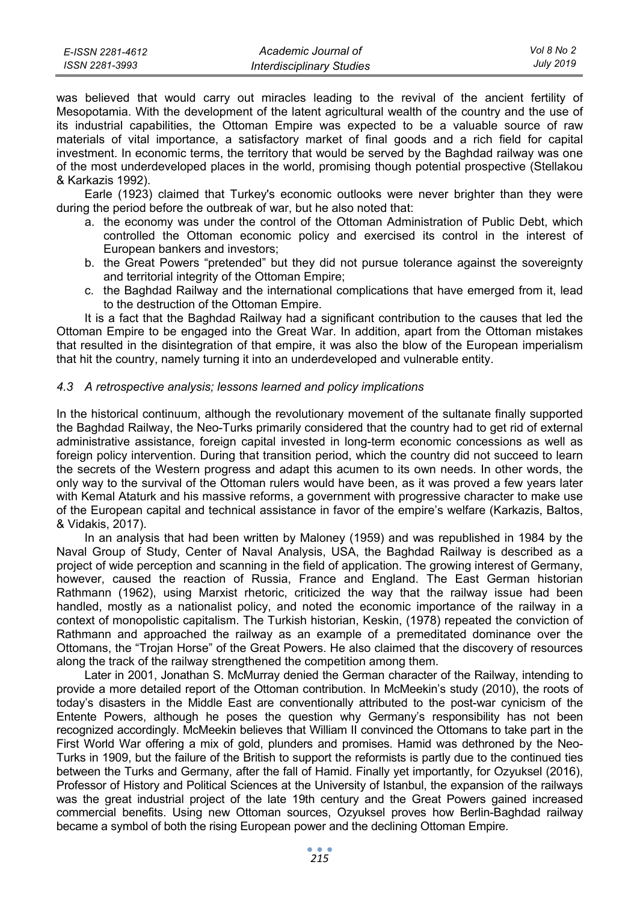was believed that would carry out miracles leading to the revival of the ancient fertility of Mesopotamia. With the development of the latent agricultural wealth of the country and the use of its industrial capabilities, the Ottoman Empire was expected to be a valuable source of raw materials of vital importance, a satisfactory market of final goods and a rich field for capital investment. In economic terms, the territory that would be served by the Baghdad railway was one of the most underdeveloped places in the world, promising though potential prospective (Stellakou & Karkazis 1992).

Earle (1923) claimed that Turkey's economic outlooks were never brighter than they were during the period before the outbreak of war, but he also noted that:

a. the economy was under the control of the Ottoman Administration of Public Debt, which controlled the Ottoman economic policy and exercised its control in the interest of European bankers and investors;
b. the Great Powers "pretended" but they did not pursue tolerance against the sovereignty and territorial integrity of the Ottoman Empire;
c. the Baghdad Railway and the international complications that have emerged from it, lead to the destruction of the Ottoman Empire.

It is a fact that the Baghdad Railway had a significant contribution to the causes that led the Ottoman Empire to be engaged into the Great War. In addition, apart from the Ottoman mistakes that resulted in the disintegration of that empire, it was also the blow of the European imperialism that hit the country, namely turning it into an underdeveloped and vulnerable entity.

### *4.3 A retrospective analysis; lessons learned and policy implications*

In the historical continuum, although the revolutionary movement of the sultanate finally supported the Baghdad Railway, the Neo-Turks primarily considered that the country had to get rid of external administrative assistance, foreign capital invested in long-term economic concessions as well as foreign policy intervention. During that transition period, which the country did not succeed to learn the secrets of the Western progress and adapt this acumen to its own needs. In other words, the only way to the survival of the Ottoman rulers would have been, as it was proved a few years later with Kemal Ataturk and his massive reforms, a government with progressive character to make use of the European capital and technical assistance in favor of the empire's welfare (Karkazis, Baltos, & Vidakis, 2017).

In an analysis that had been written by Maloney (1959) and was republished in 1984 by the Naval Group of Study, Center of Naval Analysis, USA, the Baghdad Railway is described as a project of wide perception and scanning in the field of application. The growing interest of Germany, however, caused the reaction of Russia, France and England. The East German historian Rathmann (1962), using Marxist rhetoric, criticized the way that the railway issue had been handled, mostly as a nationalist policy, and noted the economic importance of the railway in a context of monopolistic capitalism. The Turkish historian, Keskin, (1978) repeated the conviction of Rathmann and approached the railway as an example of a premeditated dominance over the Ottomans, the "Trojan Horse" of the Great Powers. He also claimed that the discovery of resources along the track of the railway strengthened the competition among them.

Later in 2001, Jonathan S. McMurray denied the German character of the Railway, intending to provide a more detailed report of the Ottoman contribution. In McMeekin's study (2010), the roots of today's disasters in the Middle East are conventionally attributed to the post-war cynicism of the Entente Powers, although he poses the question why Germany's responsibility has not been recognized accordingly. McMeekin believes that William II convinced the Ottomans to take part in the First World War offering a mix of gold, plunders and promises. Hamid was dethroned by the Neo-Turks in 1909, but the failure of the British to support the reformists is partly due to the continued ties between the Turks and Germany, after the fall of Hamid. Finally yet importantly, for Ozyuksel (2016), Professor of History and Political Sciences at the University of Istanbul, the expansion of the railways was the great industrial project of the late 19th century and the Great Powers gained increased commercial benefits. Using new Ottoman sources, Ozyuksel proves how Berlin-Baghdad railway became a symbol of both the rising European power and the declining Ottoman Empire.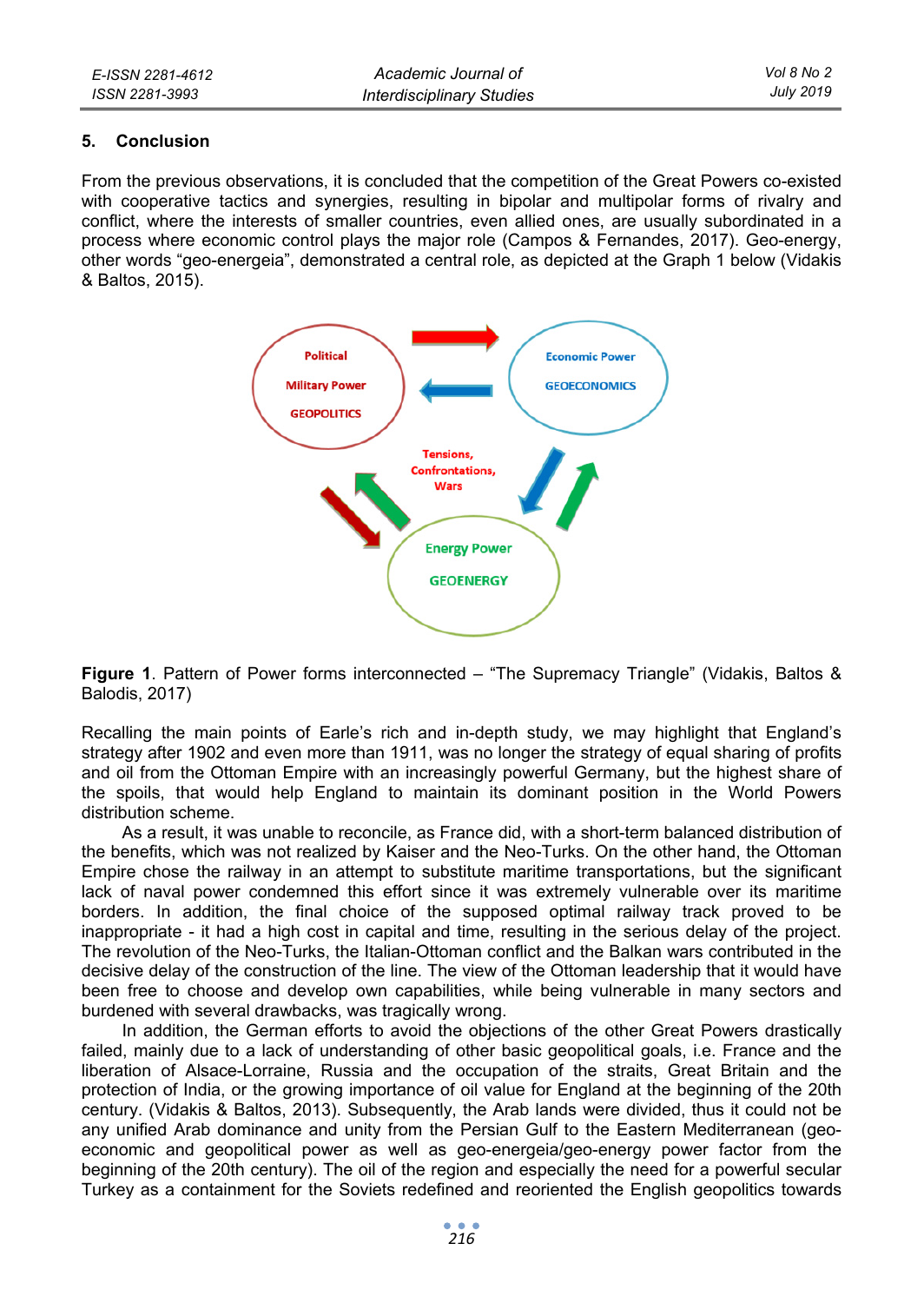## 5. Conclusion

From the previous observations, it is concluded that the competition of the Great Powers co-existed with cooperative tactics and synergies, resulting in bipolar and multipolar forms of rivalry and conflict, where the interests of smaller countries, even allied ones, are usually subordinated in a process where economic control plays the major role (Campos & Fernandes, 2017). Geo-energy, other words "geo-energeia", demonstrated a central role, as depicted at the Graph 1 below (Vidakis & Baltos, 2015).

**Figure 1**. Pattern of Power forms interconnected – "The Supremacy Triangle" (Vidakis, Baltos & Balodis, 2017)

Recalling the main points of Earle's rich and in-depth study, we may highlight that England's strategy after 1902 and even more than 1911, was no longer the strategy of equal sharing of profits and oil from the Ottoman Empire with an increasingly powerful Germany, but the highest share of the spoils, that would help England to maintain its dominant position in the World Powers distribution scheme.

As a result, it was unable to reconcile, as France did, with a short-term balanced distribution of the benefits, which was not realized by Kaiser and the Neo-Turks. On the other hand, the Ottoman Empire chose the railway in an attempt to substitute maritime transportations, but the significant lack of naval power condemned this effort since it was extremely vulnerable over its maritime borders. In addition, the final choice of the supposed optimal railway track proved to be inappropriate - it had a high cost in capital and time, resulting in the serious delay of the project. The revolution of the Neo-Turks, the Italian-Ottoman conflict and the Balkan wars contributed in the decisive delay of the construction of the line. The view of the Ottoman leadership that it would have been free to choose and develop own capabilities, while being vulnerable in many sectors and burdened with several drawbacks, was tragically wrong.

In addition, the German efforts to avoid the objections of the other Great Powers drastically failed, mainly due to a lack of understanding of other basic geopolitical goals, i.e. France and the liberation of Alsace-Lorraine, Russia and the occupation of the straits, Great Britain and the protection of India, or the growing importance of oil value for England at the beginning of the 20th century. (Vidakis & Baltos, 2013). Subsequently, the Arab lands were divided, thus it could not be any unified Arab dominance and unity from the Persian Gulf to the Eastern Mediterranean (geo-economic and geopolitical power as well as geo-energeia/geo-energy power factor from the beginning of the 20th century). The oil of the region and especially the need for a powerful secular Turkey as a containment for the Soviets redefined and reoriented the English geopolitics towards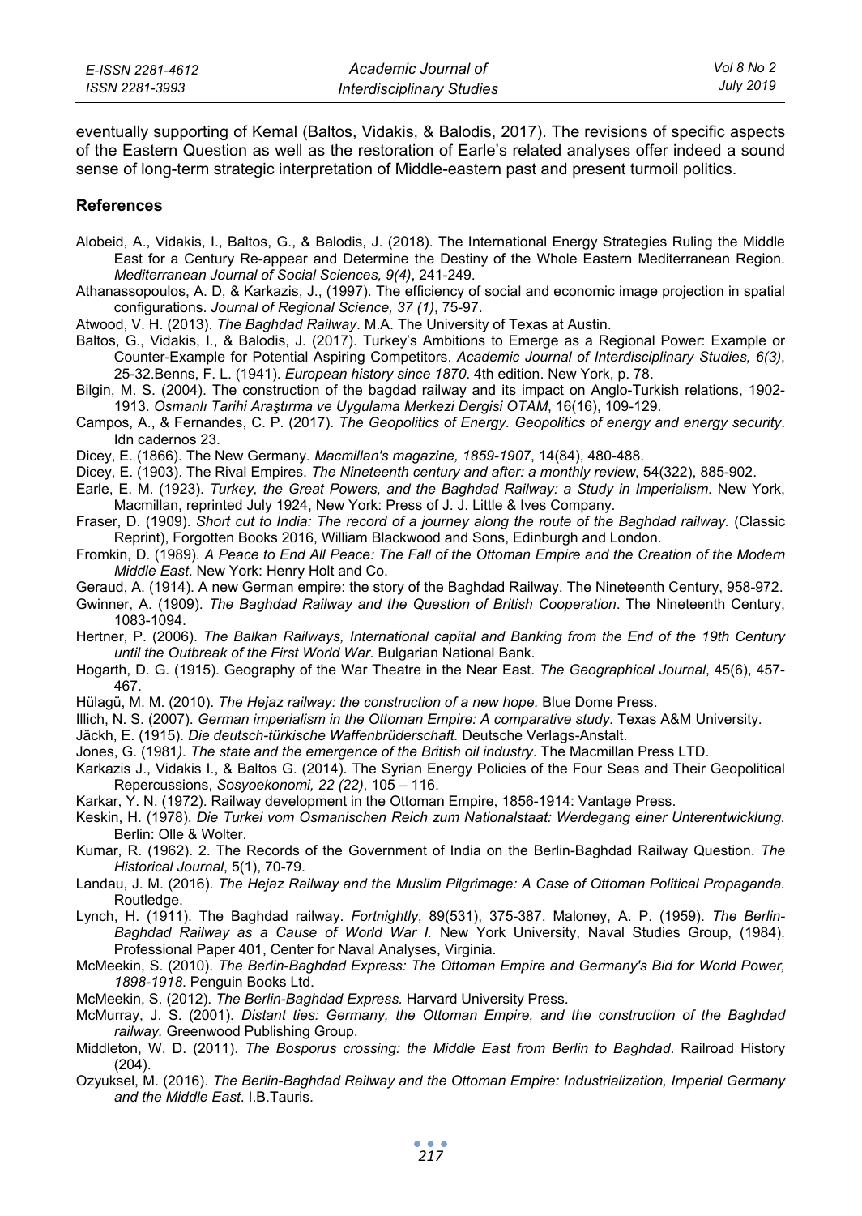eventually supporting of Kemal (Baltos, Vidakis, & Balodis, 2017). The revisions of specific aspects of the Eastern Question as well as the restoration of Earle's related analyses offer indeed a sound sense of long-term strategic interpretation of Middle-eastern past and present turmoil politics.

### References

Alobeid, A., Vidakis, I., Baltos, G., & Balodis, J. (2018). The International Energy Strategies Ruling the Middle East for a Century Re-appear and Determine the Destiny of the Whole Eastern Mediterranean Region. *Mediterranean Journal of Social Sciences, 9(4)*, 241-249.

Athanassopoulos, A. D, & Karkazis, J., (1997). The efficiency of social and economic image projection in spatial configurations. *Journal of Regional Science, 37 (1)*, 75-97.

Atwood, V. H. (2013). *The Baghdad Railway*. M.A. The University of Texas at Austin.

Baltos, G., Vidakis, I., & Balodis, J. (2017). Turkey's Ambitions to Emerge as a Regional Power: Example or Counter-Example for Potential Aspiring Competitors. *Academic Journal of Interdisciplinary Studies, 6(3)*, 25-32.Benns, F. L. (1941). *European history since 1870*. 4th edition. New York, p. 78.

Bilgin, M. S. (2004). The construction of the bagdad railway and its impact on Anglo-Turkish relations, 1902-1913. *Osmanlı Tarihi Araştırma ve Uygulama Merkezi Dergisi OTAM*, 16(16), 109-129.

Campos, A., & Fernandes, C. P. (2017). *The Geopolitics of Energy. Geopolitics of energy and energy security*. Idn cadernos 23.

Dicey, E. (1866). The New Germany. *Macmillan's magazine, 1859-1907*, 14(84), 480-488.

Dicey, E. (1903). The Rival Empires. *The Nineteenth century and after: a monthly review*, 54(322), 885-902.

Earle, E. M. (1923). *Turkey, the Great Powers, and the Baghdad Railway: a Study in Imperialism*. New York, Macmillan, reprinted July 1924, New York: Press of J. J. Little & Ives Company.

Fraser, D. (1909). *Short cut to India: The record of a journey along the route of the Baghdad railway.* (Classic Reprint), Forgotten Books 2016, William Blackwood and Sons, Edinburgh and London.

Fromkin, D. (1989). *A Peace to End All Peace: The Fall of the Ottoman Empire and the Creation of the Modern Middle East*. New York: Henry Holt and Co.

Geraud, A. (1914). A new German empire: the story of the Baghdad Railway. The Nineteenth Century, 958-972.

Gwinner, A. (1909). *The Baghdad Railway and the Question of British Cooperation*. The Nineteenth Century, 1083-1094.

Hertner, P. (2006). *The Balkan Railways, International capital and Banking from the End of the 19th Century until the Outbreak of the First World War*. Bulgarian National Bank.

Hogarth, D. G. (1915). Geography of the War Theatre in the Near East. *The Geographical Journal*, 45(6), 457-467.

Hülagü, M. M. (2010). *The Hejaz railway: the construction of a new hope.* Blue Dome Press.

Illich, N. S. (2007). *German imperialism in the Ottoman Empire: A comparative study.* Texas A&M University.

Jäckh, E. (1915). *Die deutsch-türkische Waffenbrüderschaft.* Deutsche Verlags-Anstalt.

Jones, G. (1981*). The state and the emergence of the British oil industry*. The Macmillan Press LTD.

Karkazis J., Vidakis I., & Baltos G. (2014). The Syrian Energy Policies of the Four Seas and Their Geopolitical Repercussions, *Sosyoekonomi, 22 (22)*, 105 – 116.

Karkar, Y. N. (1972). Railway development in the Ottoman Empire, 1856-1914: Vantage Press.

Keskin, H. (1978). *Die Turkei vom Osmanischen Reich zum Nationalstaat: Werdegang einer Unterentwicklung.* Berlin: Olle & Wolter.

Kumar, R. (1962). 2. The Records of the Government of India on the Berlin-Baghdad Railway Question. *The Historical Journal*, 5(1), 70-79.

Landau, J. M. (2016). *The Hejaz Railway and the Muslim Pilgrimage: A Case of Ottoman Political Propaganda.* Routledge.

Lynch, H. (1911). The Baghdad railway. *Fortnightly*, 89(531), 375-387. Maloney, A. P. (1959). *The Berlin-Baghdad Railway as a Cause of World War I.* New York University, Naval Studies Group, (1984). Professional Paper 401, Center for Naval Analyses, Virginia.

McMeekin, S. (2010). *The Berlin-Baghdad Express: The Ottoman Empire and Germany's Bid for World Power, 1898-1918*. Penguin Books Ltd.

McMeekin, S. (2012). *The Berlin-Baghdad Express.* Harvard University Press.

McMurray, J. S. (2001). *Distant ties: Germany, the Ottoman Empire, and the construction of the Baghdad railway.* Greenwood Publishing Group.

Middleton, W. D. (2011). *The Bosporus crossing: the Middle East from Berlin to Baghdad*. Railroad History (204).

Ozyuksel, M. (2016). *The Berlin-Baghdad Railway and the Ottoman Empire: Industrialization, Imperial Germany and the Middle East*. I.B.Tauris.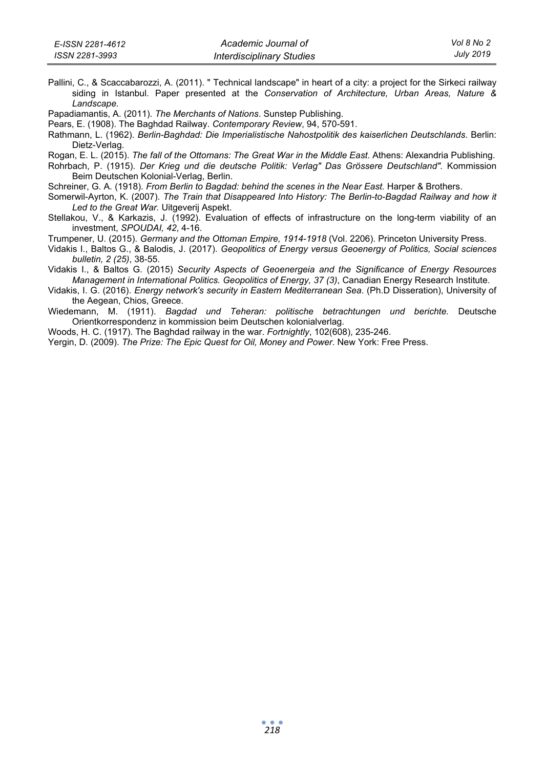Pallini, C., & Scaccabarozzi, A. (2011). " Technical landscape" in heart of a city: a project for the Sirkeci railway siding in Istanbul. Paper presented at the *Conservation of Architecture, Urban Areas, Nature & Landscape.*

Papadiamantis, A. (2011). *The Merchants of Nations*. Sunstep Publishing.

Pears, E. (1908). The Baghdad Railway. *Contemporary Review*, 94, 570-591.

Rathmann, L. (1962). *Berlin-Baghdad: Die Imperialistische Nahostpolitik des kaiserlichen Deutschlands*. Berlin: Dietz-Verlag.

Rogan, E. L. (2015). *The fall of the Ottomans: The Great War in the Middle East*. Athens: Alexandria Publishing.

Rohrbach, P. (1915). *Der Krieg und die deutsche Politik: Verlag" Das Grössere Deutschland".* Kommission Beim Deutschen Kolonial-Verlag, Berlin.

Schreiner, G. A. (1918). *From Berlin to Bagdad: behind the scenes in the Near East.* Harper & Brothers.

Somerwil-Ayrton, K. (2007). *The Train that Disappeared Into History: The Berlin-to-Bagdad Railway and how it Led to the Great War.* Uitgeverij Aspekt.

Stellakou, V., & Karkazis, J. (1992). Evaluation of effects of infrastructure on the long-term viability of an investment, *SPOUDAI, 42*, 4-16.

Trumpener, U. (2015). *Germany and the Ottoman Empire, 1914-1918* (Vol. 2206). Princeton University Press.

Vidakis I., Baltos G., & Balodis, J. (2017). *Geopolitics of Energy versus Geoenergy of Politics, Social sciences bulletin, 2 (25)*, 38-55.

Vidakis I., & Baltos G. (2015) *Security Aspects of Geoenergeia and the Significance of Energy Resources Management in International Politics. Geopolitics of Energy, 37 (3)*, Canadian Energy Research Institute.

Vidakis, I. G. (2016). *Energy network's security in Eastern Mediterranean Sea*. (Ph.D Disseration), University of the Aegean, Chios, Greece.

Wiedemann, M. (1911). *Bagdad und Teheran: politische betrachtungen und berichte.* Deutsche Orientkorrespondenz in kommission beim Deutschen kolonialverlag.

Woods, H. C. (1917). The Baghdad railway in the war. *Fortnightly*, 102(608), 235-246.

Yergin, D. (2009). *The Prize: The Epic Quest for Oil, Money and Power*. New York: Free Press.